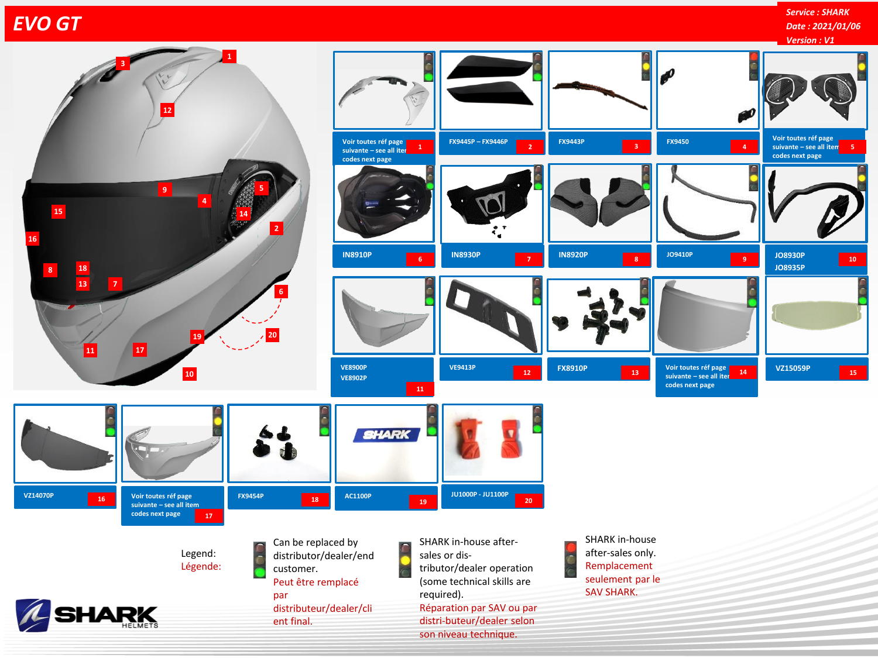# EVO GT

*Service : SHARK*
*Date : 2021/01/06*
*Version : V1*

| N° | Reference |
|---|---|
| 1 | Voir toutes réf page suivante – see all item codes next page |
| 2 | FX9445P – FX9446P |
| 3 | FX9443P |
| 4 | FX9450 |
| 5 | Voir toutes réf page suivante – see all item codes next page |
| 6 | IN8910P |
| 7 | IN8930P |
| 8 | IN8920P |
| 9 | JO9410P |
| 10 | JO8930P JO8935P |
| 11 | VE8900P VE8902P |
| 12 | VE9413P |
| 13 | FX8910P |
| 14 | Voir toutes réf page suivante – see all item codes next page |
| 15 | VZ15059P |
| 16 | VZ14070P |
| 17 | Voir toutes réf page suivante – see all item codes next page |
| 18 | FX9454P |
| 19 | AC1100P |
| 20 | JU1000P - JU1100P |

Legend:
Légende:

- Can be replaced by distributor/dealer/end customer. Peut être remplacé par distributeur/dealer/client final.
- SHARK in-house after-sales or distributor/dealer operation (some technical skills are required). Réparation par SAV ou par distri-buteur/dealer selon son niveau technique.
- SHARK in-house after-sales only. Remplacement seulement par le SAV SHARK.

SHARK HELMETS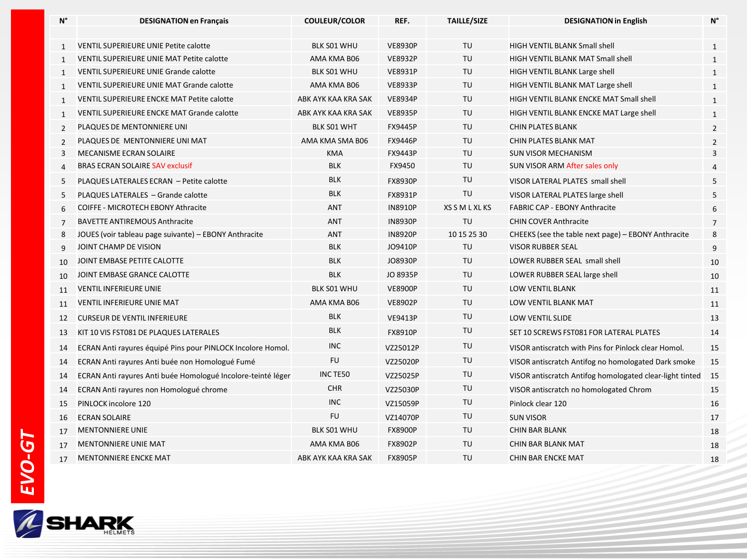| N° | DESIGNATION en Français | COULEUR/COLOR | REF. | TAILLE/SIZE | DESIGNATION in English | N° |
|---|---|---|---|---|---|---|
| | | | | | | |
| 1 | VENTIL SUPERIEURE UNIE Petite calotte | BLK S01 WHU | VE8930P | TU | HIGH VENTIL BLANK Small shell | 1 |
| 1 | VENTIL SUPERIEURE UNIE MAT Petite calotte | AMA KMA B06 | VE8932P | TU | HIGH VENTIL BLANK MAT Small shell | 1 |
| 1 | VENTIL SUPERIEURE UNIE Grande calotte | BLK S01 WHU | VE8931P | TU | HIGH VENTIL BLANK Large shell | 1 |
| 1 | VENTIL SUPERIEURE UNIE MAT Grande calotte | AMA KMA B06 | VE8933P | TU | HIGH VENTIL BLANK MAT Large shell | 1 |
| 1 | VENTIL SUPERIEURE ENCKE MAT Petite calotte | ABK AYK KAA KRA SAK | VE8934P | TU | HIGH VENTIL BLANK ENCKE MAT Small shell | 1 |
| 1 | VENTIL SUPERIEURE ENCKE MAT Grande calotte | ABK AYK KAA KRA SAK | VE8935P | TU | HIGH VENTIL BLANK ENCKE MAT Large shell | 1 |
| 2 | PLAQUES DE MENTONNIERE UNI | BLK S01 WHT | FX9445P | TU | CHIN PLATES BLANK | 2 |
| 2 | PLAQUES DE MENTONNIERE UNI MAT | AMA KMA SMA B06 | FX9446P | TU | CHIN PLATES BLANK MAT | 2 |
| 3 | MECANISME ECRAN SOLAIRE | KMA | FX9443P | TU | SUN VISOR MECHANISM | 3 |
| 4 | BRAS ECRAN SOLAIRE SAV exclusif | BLK | FX9450 | TU | SUN VISOR ARM After sales only | 4 |
| 5 | PLAQUES LATERALES ECRAN – Petite calotte | BLK | FX8930P | TU | VISOR LATERAL PLATES small shell | 5 |
| 5 | PLAQUES LATERALES – Grande calotte | BLK | FX8931P | TU | VISOR LATERAL PLATES large shell | 5 |
| 6 | COIFFE - MICROTECH EBONY Athracite | ANT | IN8910P | XS S M L XL KS | FABRIC CAP - EBONY Anthracite | 6 |
| 7 | BAVETTE ANTIREMOUS Anthracite | ANT | IN8930P | TU | CHIN COVER Anthracite | 7 |
| 8 | JOUES (voir tableau page suivante) – EBONY Anthracite | ANT | IN8920P | 10 15 25 30 | CHEEKS (see the table next page) – EBONY Anthracite | 8 |
| 9 | JOINT CHAMP DE VISION | BLK | JO9410P | TU | VISOR RUBBER SEAL | 9 |
| 10 | JOINT EMBASE PETITE CALOTTE | BLK | JO8930P | TU | LOWER RUBBER SEAL small shell | 10 |
| 10 | JOINT EMBASE GRANCE CALOTTE | BLK | JO 8935P | TU | LOWER RUBBER SEAL large shell | 10 |
| 11 | VENTIL INFERIEURE UNIE | BLK S01 WHU | VE8900P | TU | LOW VENTIL BLANK | 11 |
| 11 | VENTIL INFERIEURE UNIE MAT | AMA KMA B06 | VE8902P | TU | LOW VENTIL BLANK MAT | 11 |
| 12 | CURSEUR DE VENTIL INFERIEURE | BLK | VE9413P | TU | LOW VENTIL SLIDE | 13 |
| 13 | KIT 10 VIS FST081 DE PLAQUES LATERALES | BLK | FX8910P | TU | SET 10 SCREWS FST081 FOR LATERAL PLATES | 14 |
| 14 | ECRAN Anti rayures équipé Pins pour PINLOCK Incolore Homol. | INC | VZ25012P | TU | VISOR antiscratch with Pins for Pinlock clear Homol. | 15 |
| 14 | ECRAN Anti rayures Anti buée non Homologué Fumé | FU | VZ25020P | TU | VISOR antiscratch Antifog no homologated Dark smoke | 15 |
| 14 | ECRAN Anti rayures Anti buée Homologué Incolore-teinté léger | INC TE50 | VZ25025P | TU | VISOR antiscratch Antifog homologated clear-light tinted | 15 |
| 14 | ECRAN Anti rayures non Homologué chrome | CHR | VZ25030P | TU | VISOR antiscratch no homologated Chrom | 15 |
| 15 | PINLOCK incolore 120 | INC | VZ15059P | TU | Pinlock clear 120 | 16 |
| 16 | ECRAN SOLAIRE | FU | VZ14070P | TU | SUN VISOR | 17 |
| 17 | MENTONNIERE UNIE | BLK S01 WHU | FX8900P | TU | CHIN BAR BLANK | 18 |
| 17 | MENTONNIERE UNIE MAT | AMA KMA B06 | FX8902P | TU | CHIN BAR BLANK MAT | 18 |
| 17 | MENTONNIERE ENCKE MAT | ABK AYK KAA KRA SAK | FX8905P | TU | CHIN BAR ENCKE MAT | 18 |

EVO-GT

SHARK HELMETS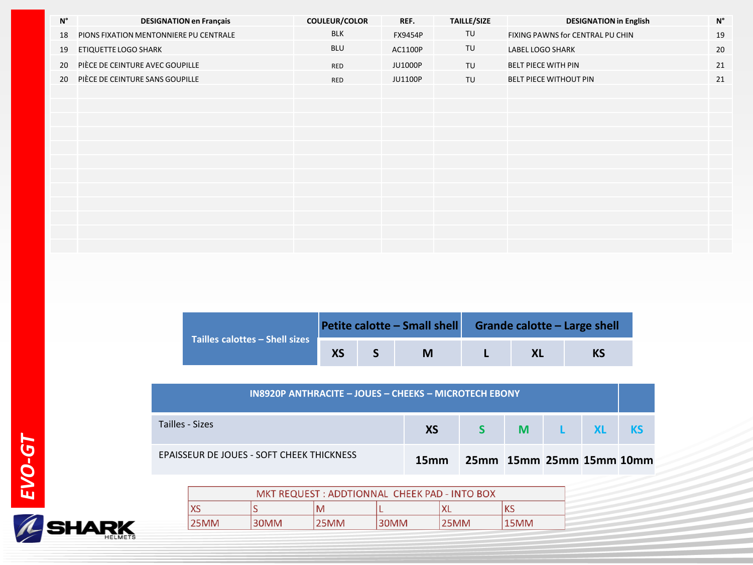| N° | DESIGNATION en Français | COULEUR/COLOR | REF. | TAILLE/SIZE | DESIGNATION in English | N° |
|---|---|---|---|---|---|---|
| 18 | PIONS FIXATION MENTONNIERE PU CENTRALE | BLK | FX9454P | TU | FIXING PAWNS for CENTRAL PU CHIN | 19 |
| 19 | ETIQUETTE LOGO SHARK | BLU | AC1100P | TU | LABEL LOGO SHARK | 20 |
| 20 | PIÈCE DE CEINTURE AVEC GOUPILLE | RED | JU1000P | TU | BELT PIECE WITH PIN | 21 |
| 20 | PIÈCE DE CEINTURE SANS GOUPILLE | RED | JU1100P | TU | BELT PIECE WITHOUT PIN | 21 |

| Tailles calottes – Shell sizes | Petite calotte – Small shell | | | Grande calotte – Large shell | | |
|---|---|---|---|---|---|---|
| | XS | S | M | L | XL | KS |

| IN8920P ANTHRACITE – JOUES – CHEEKS – MICROTECH EBONY | | | | | | |
|---|---|---|---|---|---|---|
| Tailles - Sizes | XS | S | M | L | XL | KS |
| EPAISSEUR DE JOUES - SOFT CHEEK THICKNESS | 15mm | 25mm | 15mm | 25mm | 15mm | 10mm |

| MKT REQUEST : ADDTIONNAL CHEEK PAD - INTO BOX | | | | | |
|---|---|---|---|---|---|
| XS | S | M | L | XL | KS |
| 25MM | 30MM | 25MM | 30MM | 25MM | 15MM |

EVO-GT

SHARK HELMETS